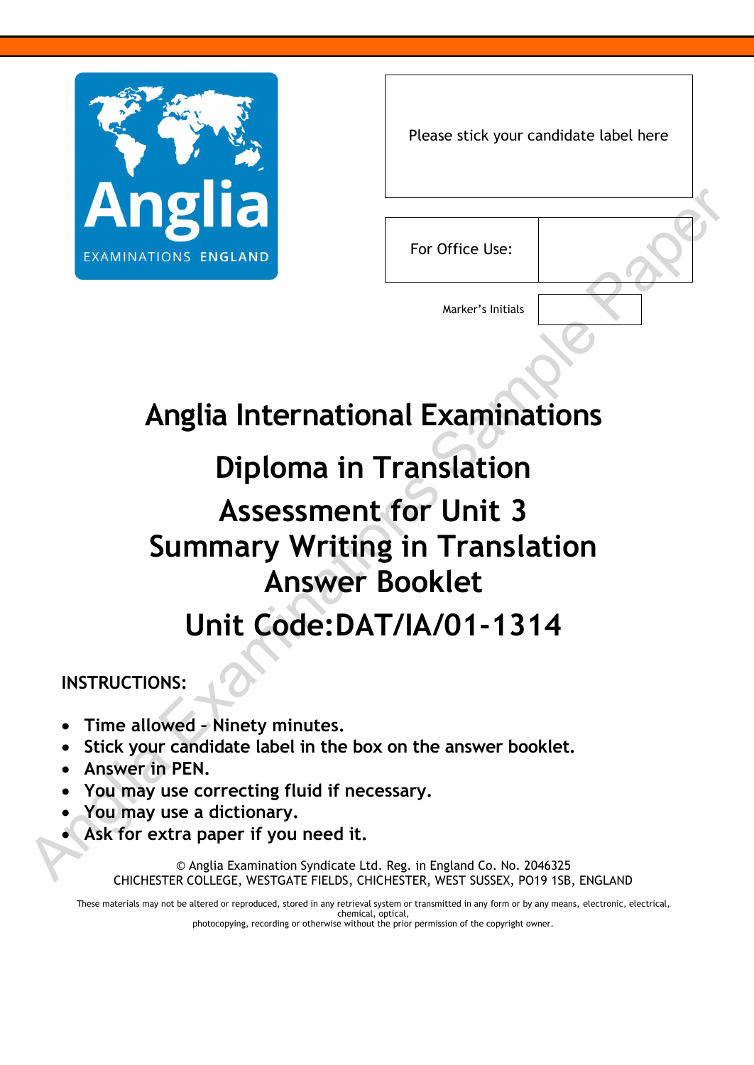Anglia

EXAMINATIONS ENGLAND

| Please stick your candidate label here |
| --- |

| For Office Use: | |
| --- | --- |

Marker's Initials

# Anglia International Examinations

# Diploma in Translation

# Assessment for Unit 3
# Summary Writing in Translation
# Answer Booklet

# Unit Code:DAT/IA/01-1314

**INSTRUCTIONS:**

- **Time allowed – Ninety minutes.**
- **Stick your candidate label in the box on the answer booklet.**
- **Answer in PEN.**
- **You may use correcting fluid if necessary.**
- **You may use a dictionary.**
- **Ask for extra paper if you need it.**

© Anglia Examination Syndicate Ltd. Reg. in England Co. No. 2046325
CHICHESTER COLLEGE, WESTGATE FIELDS, CHICHESTER, WEST SUSSEX, PO19 1SB, ENGLAND

These materials may not be altered or reproduced, stored in any retrieval system or transmitted in any form or by any means, electronic, electrical, chemical, optical, photocopying, recording or otherwise without the prior permission of the copyright owner.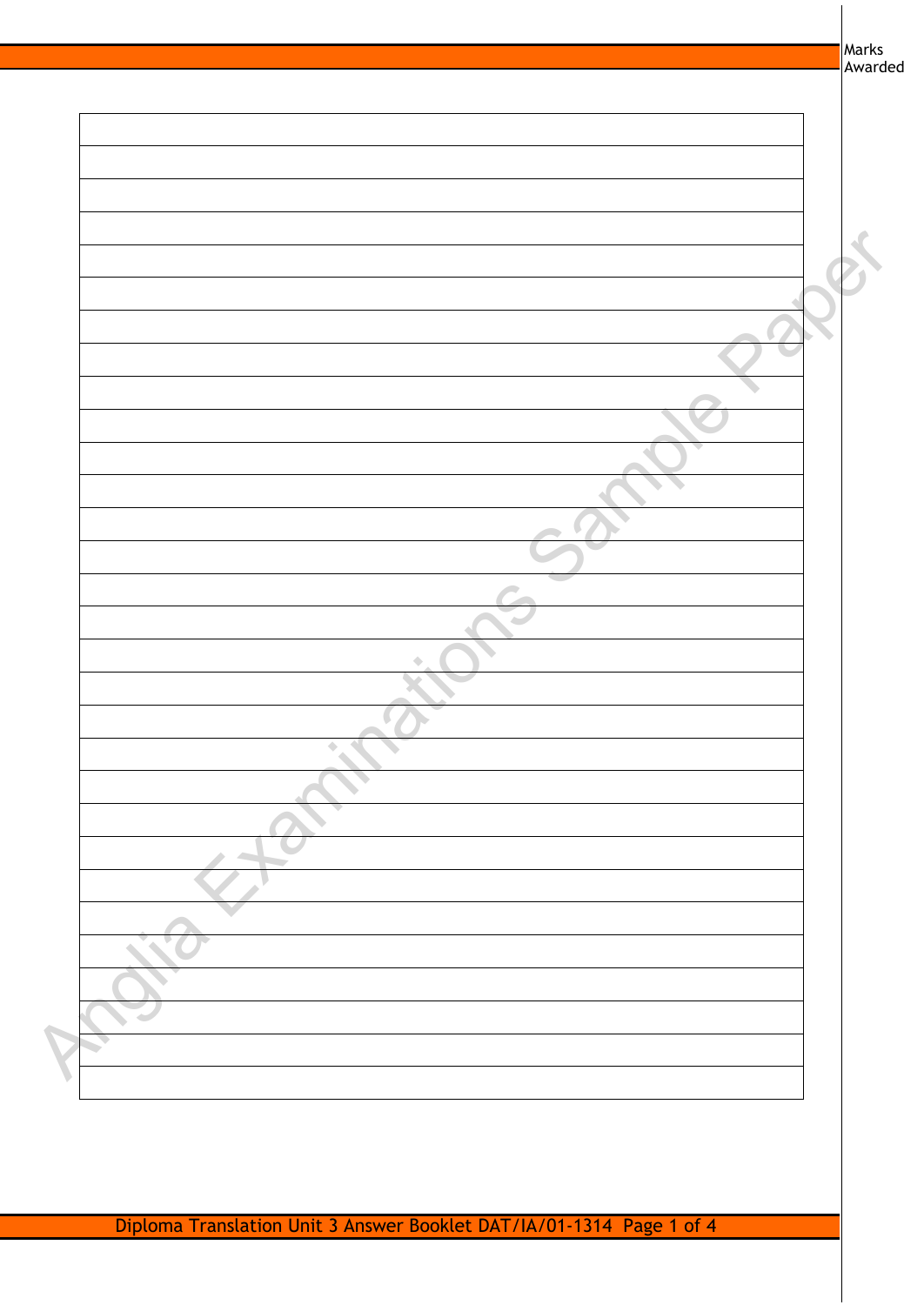Marks Awarded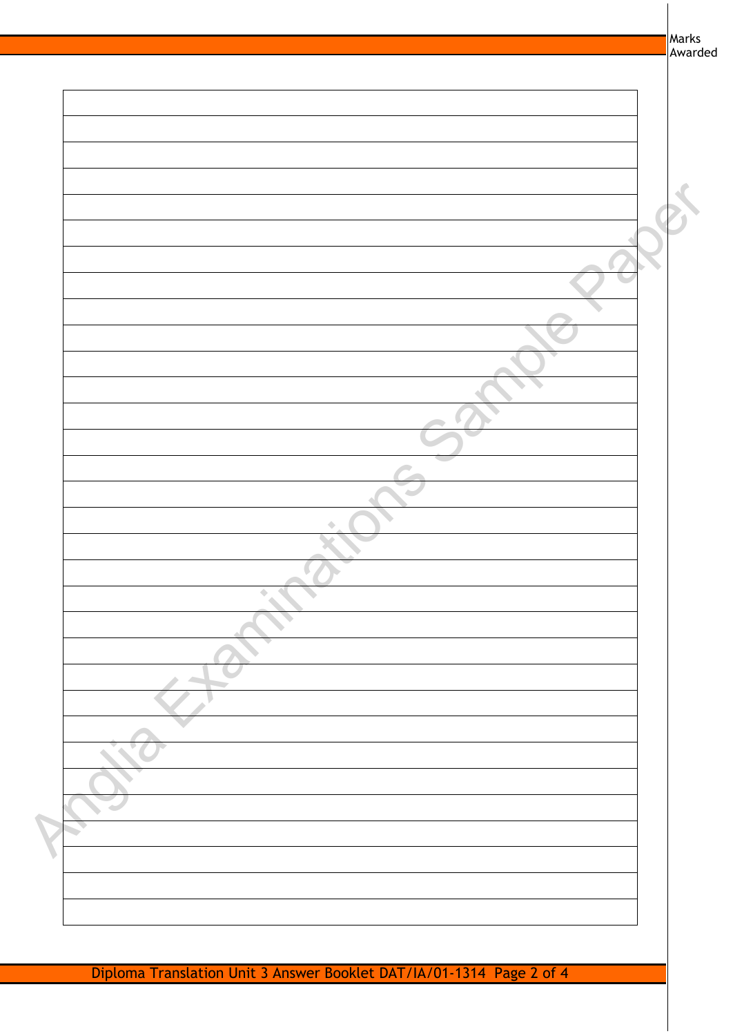Marks Awarded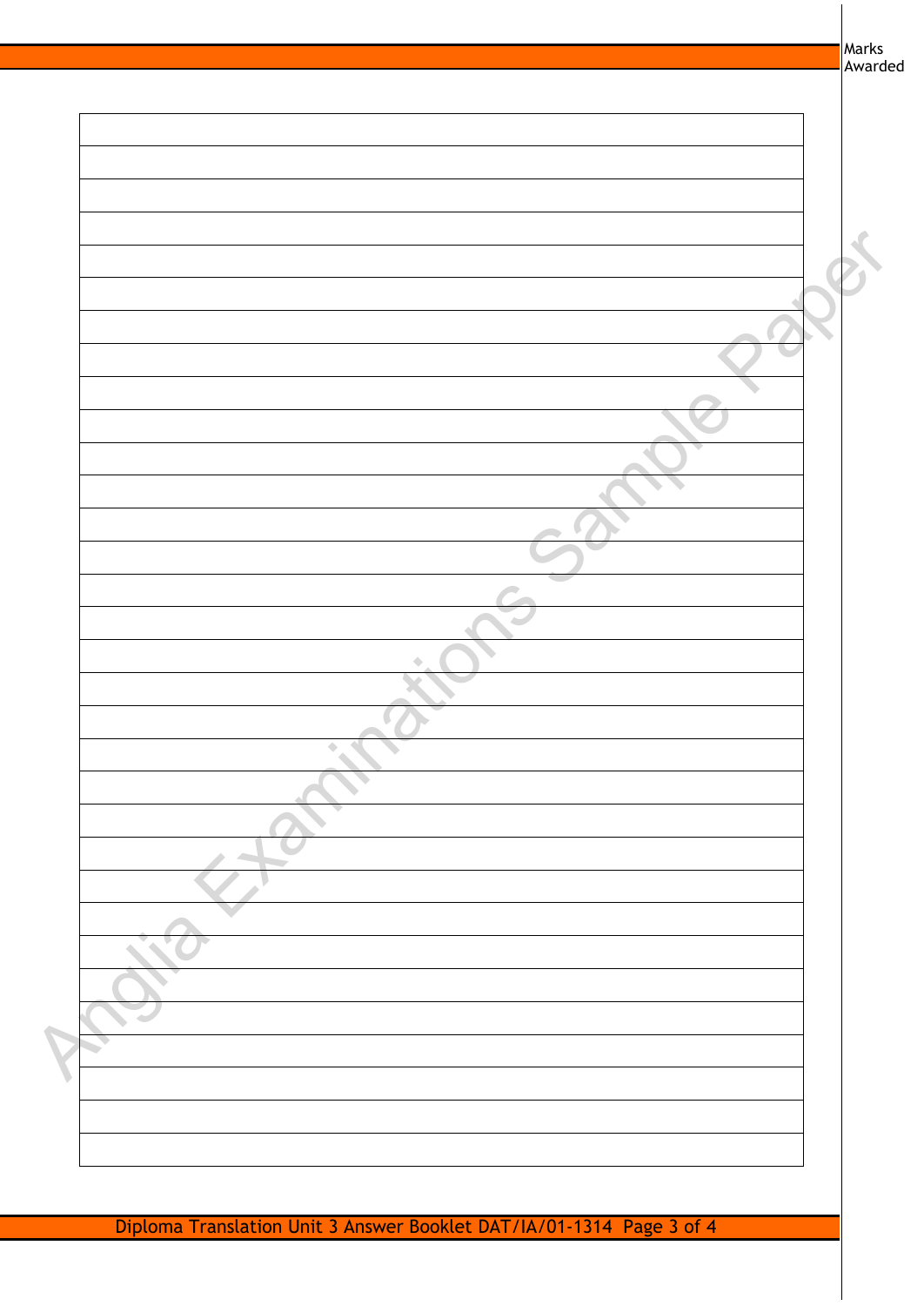Marks Awarded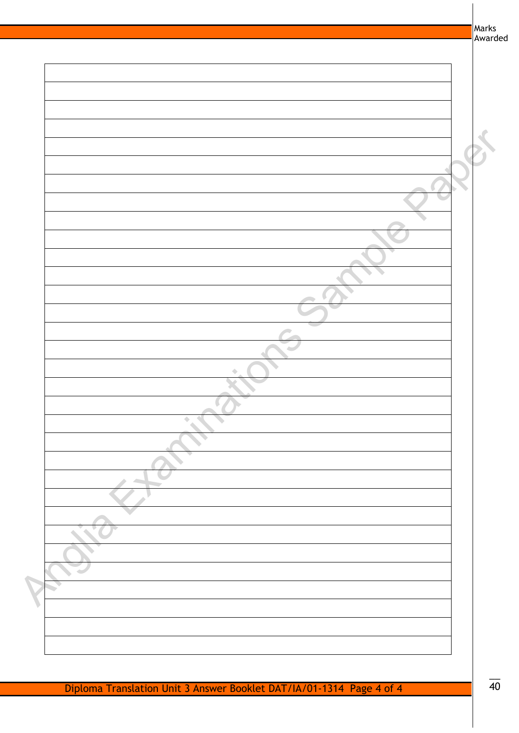Marks Awarded

40